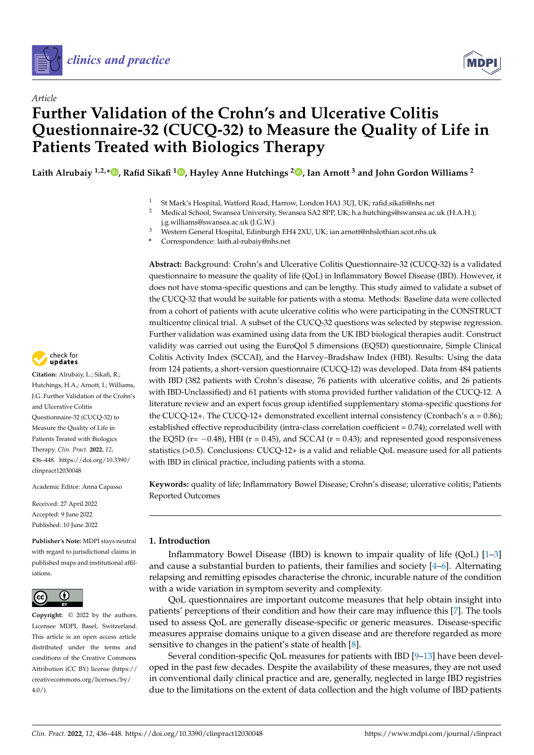*Article*

# Further Validation of the Crohn's and Ulcerative Colitis Questionnaire-32 (CUCQ-32) to Measure the Quality of Life in Patients Treated with Biologics Therapy

**Laith Alrubaiy [1,2,*], Rafid Sikafi [1], Hayley Anne Hutchings [2], Ian Arnott [3] and John Gordon Williams [2]**

[1] St Mark's Hospital, Watford Road, Harrow, London HA1 3UJ, UK; rafid.sikafi@nhs.net
[2] Medical School, Swansea University, Swansea SA2 8PP, UK; h.a.hutchings@swansea.ac.uk (H.A.H.); j.g.williams@swansea.ac.uk (J.G.W.)
[3] Western General Hospital, Edinburgh EH4 2XU, UK; ian.arnott@nhslothian.scot.nhs.uk
* Correspondence: laith.al-rubaiy@nhs.net

**Abstract:** Background: Crohn's and Ulcerative Colitis Questionnaire-32 (CUCQ-32) is a validated questionnaire to measure the quality of life (QoL) in Inflammatory Bowel Disease (IBD). However, it does not have stoma-specific questions and can be lengthy. This study aimed to validate a subset of the CUCQ-32 that would be suitable for patients with a stoma. Methods: Baseline data were collected from a cohort of patients with acute ulcerative colitis who were participating in the CONSTRUCT multicentre clinical trial. A subset of the CUCQ-32 questions was selected by stepwise regression. Further validation was examined using data from the UK IBD biological therapies audit. Construct validity was carried out using the EuroQol 5 dimensions (EQ5D) questionnaire, Simple Clinical Colitis Activity Index (SCCAI), and the Harvey–Bradshaw Index (HBI). Results: Using the data from 124 patients, a short-version questionnaire (CUCQ-12) was developed. Data from 484 patients with IBD (382 patients with Crohn's disease, 76 patients with ulcerative colitis, and 26 patients with IBD-Unclassified) and 61 patients with stoma provided further validation of the CUCQ-12. A literature review and an expert focus group identified supplementary stoma-specific questions for the CUCQ-12+. The CUCQ-12+ demonstrated excellent internal consistency (Cronbach's $\alpha = 0.86$); established effective reproducibility (intra-class correlation coefficient = 0.74); correlated well with the EQ5D ($r = -0.48$), HBI ($r = 0.45$), and SCCAI ($r = 0.43$); and represented good responsiveness statistics (>0.5). Conclusions: CUCQ-12+ is a valid and reliable QoL measure used for all patients with IBD in clinical practice, including patients with a stoma.

**Keywords:** quality of life; Inflammatory Bowel Disease; Crohn's disease; ulcerative colitis; Patients Reported Outcomes

**Citation:** Alrubaiy, L.; Sikafi, R.; Hutchings, H.A.; Arnott, I.; Williams, J.G. Further Validation of the Crohn's and Ulcerative Colitis Questionnaire-32 (CUCQ-32) to Measure the Quality of Life in Patients Treated with Biologics Therapy. *Clin. Pract.* **2022**, *12*, 436–448. https://doi.org/10.3390/clinpract12030048

Academic Editor: Anna Capasso

Received: 27 April 2022
Accepted: 9 June 2022
Published: 10 June 2022

**Publisher's Note:** MDPI stays neutral with regard to jurisdictional claims in published maps and institutional affiliations.

**Copyright:** © 2022 by the authors. Licensee MDPI, Basel, Switzerland. This article is an open access article distributed under the terms and conditions of the Creative Commons Attribution (CC BY) license (https://creativecommons.org/licenses/by/4.0/).

## 1. Introduction

Inflammatory Bowel Disease (IBD) is known to impair quality of life (QoL) [1–3] and cause a substantial burden to patients, their families and society [4–6]. Alternating relapsing and remitting episodes characterise the chronic, incurable nature of the condition with a wide variation in symptom severity and complexity.

QoL questionnaires are important outcome measures that help obtain insight into patients' perceptions of their condition and how their care may influence this [7]. The tools used to assess QoL are generally disease-specific or generic measures. Disease-specific measures appraise domains unique to a given disease and are therefore regarded as more sensitive to changes in the patient's state of health [8].

Several condition-specific QoL measures for patients with IBD [9–13] have been developed in the past few decades. Despite the availability of these measures, they are not used in conventional daily clinical practice and are, generally, neglected in large IBD registries due to the limitations on the extent of data collection and the high volume of IBD patients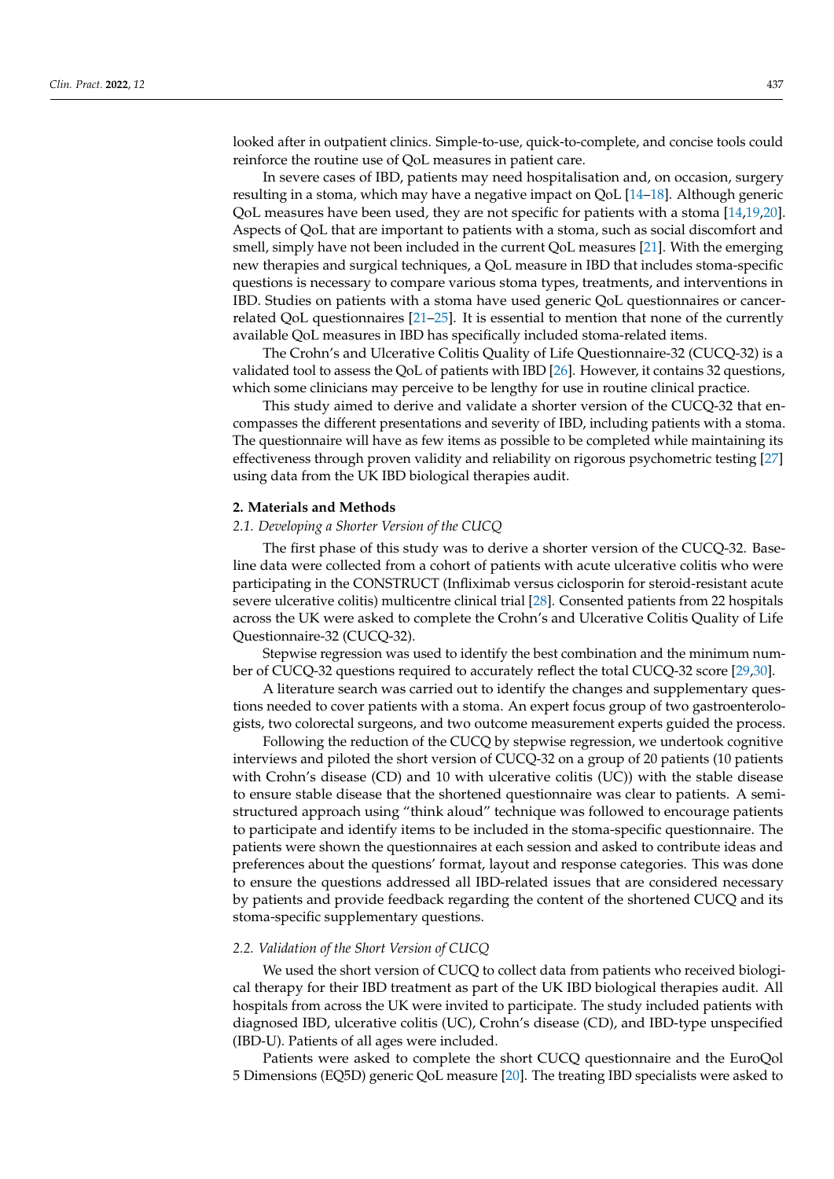looked after in outpatient clinics. Simple-to-use, quick-to-complete, and concise tools could reinforce the routine use of QoL measures in patient care.

In severe cases of IBD, patients may need hospitalisation and, on occasion, surgery resulting in a stoma, which may have a negative impact on QoL [14–18]. Although generic QoL measures have been used, they are not specific for patients with a stoma [14,19,20]. Aspects of QoL that are important to patients with a stoma, such as social discomfort and smell, simply have not been included in the current QoL measures [21]. With the emerging new therapies and surgical techniques, a QoL measure in IBD that includes stoma-specific questions is necessary to compare various stoma types, treatments, and interventions in IBD. Studies on patients with a stoma have used generic QoL questionnaires or cancer-related QoL questionnaires [21–25]. It is essential to mention that none of the currently available QoL measures in IBD has specifically included stoma-related items.

The Crohn's and Ulcerative Colitis Quality of Life Questionnaire-32 (CUCQ-32) is a validated tool to assess the QoL of patients with IBD [26]. However, it contains 32 questions, which some clinicians may perceive to be lengthy for use in routine clinical practice.

This study aimed to derive and validate a shorter version of the CUCQ-32 that encompasses the different presentations and severity of IBD, including patients with a stoma. The questionnaire will have as few items as possible to be completed while maintaining its effectiveness through proven validity and reliability on rigorous psychometric testing [27] using data from the UK IBD biological therapies audit.

## 2. Materials and Methods

### *2.1. Developing a Shorter Version of the CUCQ*

The first phase of this study was to derive a shorter version of the CUCQ-32. Baseline data were collected from a cohort of patients with acute ulcerative colitis who were participating in the CONSTRUCT (Infliximab versus ciclosporin for steroid-resistant acute severe ulcerative colitis) multicentre clinical trial [28]. Consented patients from 22 hospitals across the UK were asked to complete the Crohn's and Ulcerative Colitis Quality of Life Questionnaire-32 (CUCQ-32).

Stepwise regression was used to identify the best combination and the minimum number of CUCQ-32 questions required to accurately reflect the total CUCQ-32 score [29,30].

A literature search was carried out to identify the changes and supplementary questions needed to cover patients with a stoma. An expert focus group of two gastroenterologists, two colorectal surgeons, and two outcome measurement experts guided the process.

Following the reduction of the CUCQ by stepwise regression, we undertook cognitive interviews and piloted the short version of CUCQ-32 on a group of 20 patients (10 patients with Crohn's disease (CD) and 10 with ulcerative colitis (UC)) with the stable disease to ensure stable disease that the shortened questionnaire was clear to patients. A semi-structured approach using "think aloud" technique was followed to encourage patients to participate and identify items to be included in the stoma-specific questionnaire. The patients were shown the questionnaires at each session and asked to contribute ideas and preferences about the questions' format, layout and response categories. This was done to ensure the questions addressed all IBD-related issues that are considered necessary by patients and provide feedback regarding the content of the shortened CUCQ and its stoma-specific supplementary questions.

### *2.2. Validation of the Short Version of CUCQ*

We used the short version of CUCQ to collect data from patients who received biological therapy for their IBD treatment as part of the UK IBD biological therapies audit. All hospitals from across the UK were invited to participate. The study included patients with diagnosed IBD, ulcerative colitis (UC), Crohn's disease (CD), and IBD-type unspecified (IBD-U). Patients of all ages were included.

Patients were asked to complete the short CUCQ questionnaire and the EuroQol 5 Dimensions (EQ5D) generic QoL measure [20]. The treating IBD specialists were asked to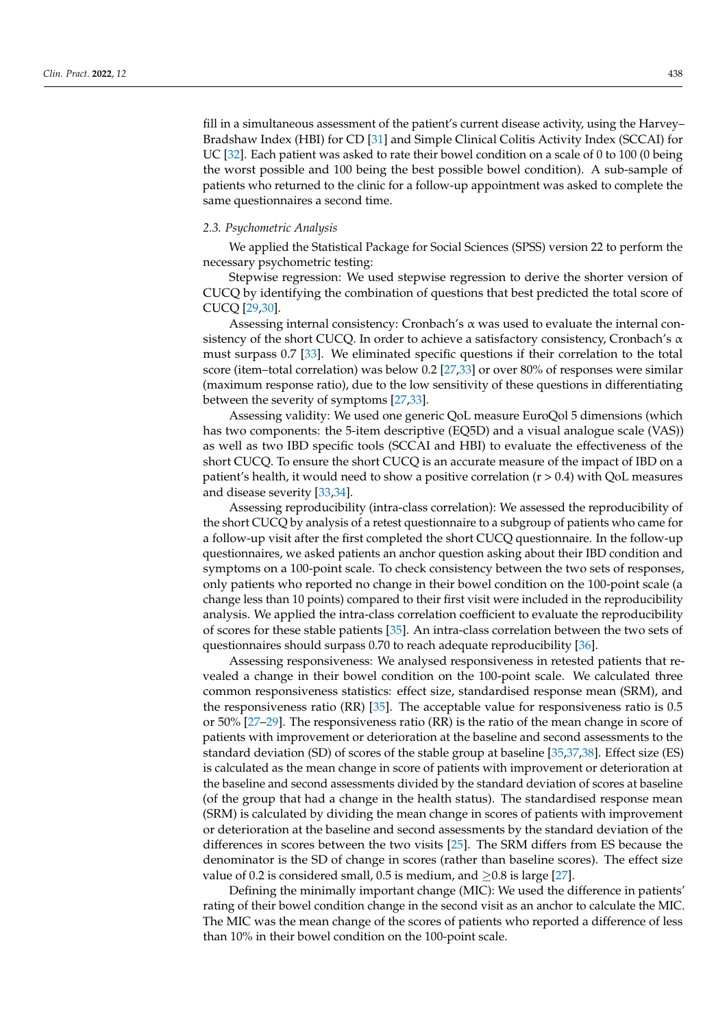fill in a simultaneous assessment of the patient's current disease activity, using the Harvey–Bradshaw Index (HBI) for CD [31] and Simple Clinical Colitis Activity Index (SCCAI) for UC [32]. Each patient was asked to rate their bowel condition on a scale of 0 to 100 (0 being the worst possible and 100 being the best possible bowel condition). A sub-sample of patients who returned to the clinic for a follow-up appointment was asked to complete the same questionnaires a second time.

### *2.3. Psychometric Analysis*

We applied the Statistical Package for Social Sciences (SPSS) version 22 to perform the necessary psychometric testing:

Stepwise regression: We used stepwise regression to derive the shorter version of CUCQ by identifying the combination of questions that best predicted the total score of CUCQ [29,30].

Assessing internal consistency: Cronbach's α was used to evaluate the internal consistency of the short CUCQ. In order to achieve a satisfactory consistency, Cronbach's α must surpass 0.7 [33]. We eliminated specific questions if their correlation to the total score (item–total correlation) was below 0.2 [27,33] or over 80% of responses were similar (maximum response ratio), due to the low sensitivity of these questions in differentiating between the severity of symptoms [27,33].

Assessing validity: We used one generic QoL measure EuroQol 5 dimensions (which has two components: the 5-item descriptive (EQ5D) and a visual analogue scale (VAS)) as well as two IBD specific tools (SCCAI and HBI) to evaluate the effectiveness of the short CUCQ. To ensure the short CUCQ is an accurate measure of the impact of IBD on a patient's health, it would need to show a positive correlation ($r > 0.4$) with QoL measures and disease severity [33,34].

Assessing reproducibility (intra-class correlation): We assessed the reproducibility of the short CUCQ by analysis of a retest questionnaire to a subgroup of patients who came for a follow-up visit after the first completed the short CUCQ questionnaire. In the follow-up questionnaires, we asked patients an anchor question asking about their IBD condition and symptoms on a 100-point scale. To check consistency between the two sets of responses, only patients who reported no change in their bowel condition on the 100-point scale (a change less than 10 points) compared to their first visit were included in the reproducibility analysis. We applied the intra-class correlation coefficient to evaluate the reproducibility of scores for these stable patients [35]. An intra-class correlation between the two sets of questionnaires should surpass 0.70 to reach adequate reproducibility [36].

Assessing responsiveness: We analysed responsiveness in retested patients that revealed a change in their bowel condition on the 100-point scale. We calculated three common responsiveness statistics: effect size, standardised response mean (SRM), and the responsiveness ratio (RR) [35]. The acceptable value for responsiveness ratio is 0.5 or 50% [27–29]. The responsiveness ratio (RR) is the ratio of the mean change in score of patients with improvement or deterioration at the baseline and second assessments to the standard deviation (SD) of scores of the stable group at baseline [35,37,38]. Effect size (ES) is calculated as the mean change in score of patients with improvement or deterioration at the baseline and second assessments divided by the standard deviation of scores at baseline (of the group that had a change in the health status). The standardised response mean (SRM) is calculated by dividing the mean change in scores of patients with improvement or deterioration at the baseline and second assessments by the standard deviation of the differences in scores between the two visits [25]. The SRM differs from ES because the denominator is the SD of change in scores (rather than baseline scores). The effect size value of 0.2 is considered small, 0.5 is medium, and $\geq$0.8 is large [27].

Defining the minimally important change (MIC): We used the difference in patients' rating of their bowel condition change in the second visit as an anchor to calculate the MIC. The MIC was the mean change of the scores of patients who reported a difference of less than 10% in their bowel condition on the 100-point scale.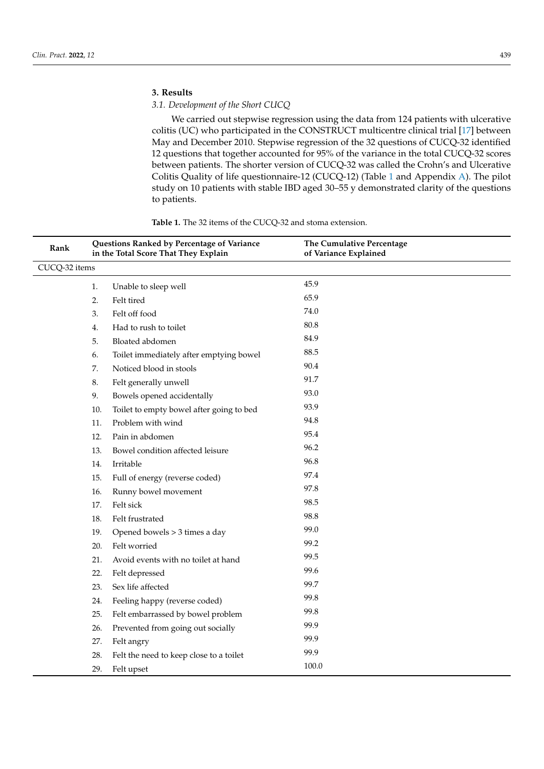## 3. Results

### 3.1. Development of the Short CUCQ

We carried out stepwise regression using the data from 124 patients with ulcerative colitis (UC) who participated in the CONSTRUCT multicentre clinical trial [17] between May and December 2010. Stepwise regression of the 32 questions of CUCQ-32 identified 12 questions that together accounted for 95% of the variance in the total CUCQ-32 scores between patients. The shorter version of CUCQ-32 was called the Crohn's and Ulcerative Colitis Quality of life questionnaire-12 (CUCQ-12) (Table 1 and Appendix A). The pilot study on 10 patients with stable IBD aged 30–55 y demonstrated clarity of the questions to patients.

**Table 1.** The 32 items of the CUCQ-32 and stoma extension.

| Rank | Questions Ranked by Percentage of Variance in the Total Score That They Explain | The Cumulative Percentage of Variance Explained |
|---|---|---|
| CUCQ-32 items | | |
| 1. | Unable to sleep well | 45.9 |
| 2. | Felt tired | 65.9 |
| 3. | Felt off food | 74.0 |
| 4. | Had to rush to toilet | 80.8 |
| 5. | Bloated abdomen | 84.9 |
| 6. | Toilet immediately after emptying bowel | 88.5 |
| 7. | Noticed blood in stools | 90.4 |
| 8. | Felt generally unwell | 91.7 |
| 9. | Bowels opened accidentally | 93.0 |
| 10. | Toilet to empty bowel after going to bed | 93.9 |
| 11. | Problem with wind | 94.8 |
| 12. | Pain in abdomen | 95.4 |
| 13. | Bowel condition affected leisure | 96.2 |
| 14. | Irritable | 96.8 |
| 15. | Full of energy (reverse coded) | 97.4 |
| 16. | Runny bowel movement | 97.8 |
| 17. | Felt sick | 98.5 |
| 18. | Felt frustrated | 98.8 |
| 19. | Opened bowels > 3 times a day | 99.0 |
| 20. | Felt worried | 99.2 |
| 21. | Avoid events with no toilet at hand | 99.5 |
| 22. | Felt depressed | 99.6 |
| 23. | Sex life affected | 99.7 |
| 24. | Feeling happy (reverse coded) | 99.8 |
| 25. | Felt embarrassed by bowel problem | 99.8 |
| 26. | Prevented from going out socially | 99.9 |
| 27. | Felt angry | 99.9 |
| 28. | Felt the need to keep close to a toilet | 99.9 |
| 29. | Felt upset | 100.0 |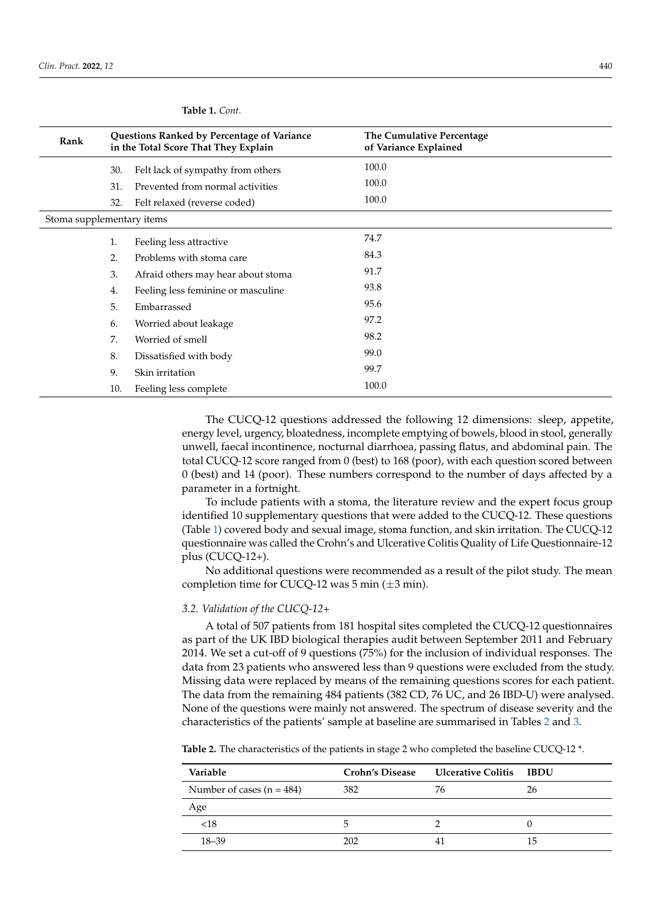**Table 1.** *Cont.*

| Rank | Questions Ranked by Percentage of Variance in the Total Score That They Explain | The Cumulative Percentage of Variance Explained |
|---|---|---|
| | 30. Felt lack of sympathy from others | 100.0 |
| | 31. Prevented from normal activities | 100.0 |
| | 32. Felt relaxed (reverse coded) | 100.0 |
| Stoma supplementary items | | |
| | 1. Feeling less attractive | 74.7 |
| | 2. Problems with stoma care | 84.3 |
| | 3. Afraid others may hear about stoma | 91.7 |
| | 4. Feeling less feminine or masculine | 93.8 |
| | 5. Embarrassed | 95.6 |
| | 6. Worried about leakage | 97.2 |
| | 7. Worried of smell | 98.2 |
| | 8. Dissatisfied with body | 99.0 |
| | 9. Skin irritation | 99.7 |
| | 10. Feeling less complete | 100.0 |

The CUCQ-12 questions addressed the following 12 dimensions: sleep, appetite, energy level, urgency, bloatedness, incomplete emptying of bowels, blood in stool, generally unwell, faecal incontinence, nocturnal diarrhoea, passing flatus, and abdominal pain. The total CUCQ-12 score ranged from 0 (best) to 168 (poor), with each question scored between 0 (best) and 14 (poor). These numbers correspond to the number of days affected by a parameter in a fortnight.

To include patients with a stoma, the literature review and the expert focus group identified 10 supplementary questions that were added to the CUCQ-12. These questions (Table 1) covered body and sexual image, stoma function, and skin irritation. The CUCQ-12 questionnaire was called the Crohn's and Ulcerative Colitis Quality of Life Questionnaire-12 plus (CUCQ-12+).

No additional questions were recommended as a result of the pilot study. The mean completion time for CUCQ-12 was 5 min (±3 min).

### 3.2. Validation of the CUCQ-12+

A total of 507 patients from 181 hospital sites completed the CUCQ-12 questionnaires as part of the UK IBD biological therapies audit between September 2011 and February 2014. We set a cut-off of 9 questions (75%) for the inclusion of individual responses. The data from 23 patients who answered less than 9 questions were excluded from the study. Missing data were replaced by means of the remaining questions scores for each patient. The data from the remaining 484 patients (382 CD, 76 UC, and 26 IBD-U) were analysed. None of the questions were mainly not answered. The spectrum of disease severity and the characteristics of the patients' sample at baseline are summarised in Tables 2 and 3.

**Table 2.** The characteristics of the patients in stage 2 who completed the baseline CUCQ-12 *.

| Variable | Crohn's Disease | Ulcerative Colitis | IBDU |
|---|---|---|---|
| Number of cases (n = 484) | 382 | 76 | 26 |
| Age | | | |
| <18 | 5 | 2 | 0 |
| 18–39 | 202 | 41 | 15 |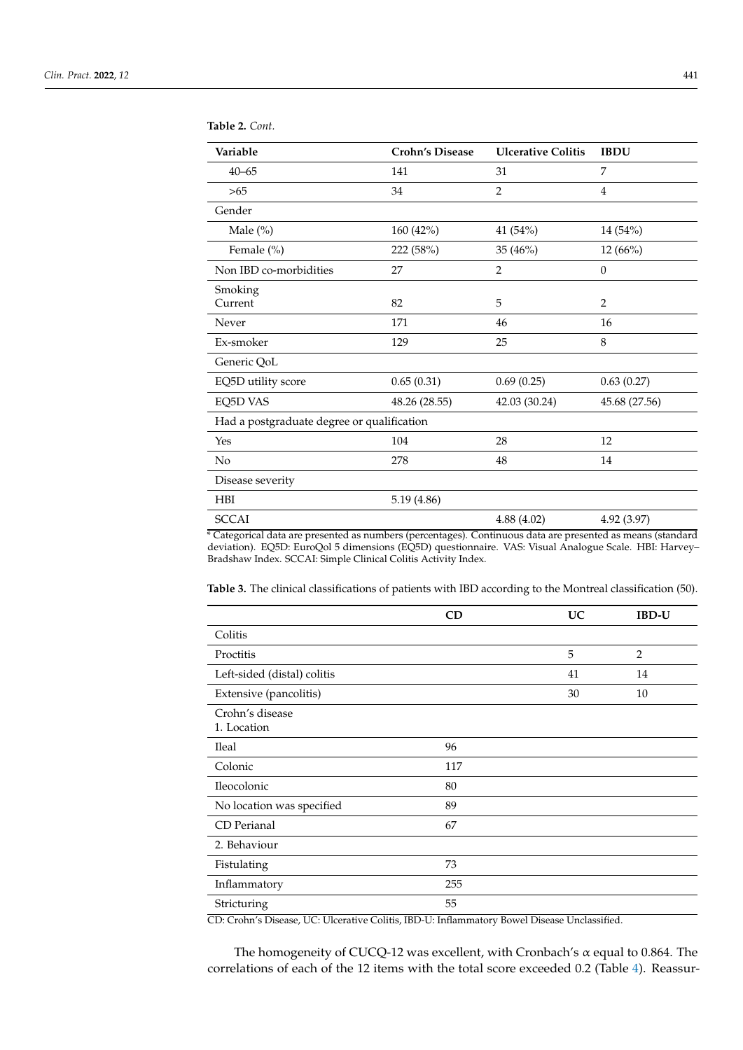**Table 2.** *Cont.*

| Variable | Crohn's Disease | Ulcerative Colitis | IBDU |
|---|---|---|---|
| 40–65 | 141 | 31 | 7 |
| >65 | 34 | 2 | 4 |
| Gender | | | |
| Male (%) | 160 (42%) | 41 (54%) | 14 (54%) |
| Female (%) | 222 (58%) | 35 (46%) | 12 (66%) |
| Non IBD co-morbidities | 27 | 2 | 0 |
| Smoking<br>Current | 82 | 5 | 2 |
| Never | 171 | 46 | 16 |
| Ex-smoker | 129 | 25 | 8 |
| Generic QoL | | | |
| EQ5D utility score | 0.65 (0.31) | 0.69 (0.25) | 0.63 (0.27) |
| EQ5D VAS | 48.26 (28.55) | 42.03 (30.24) | 45.68 (27.56) |
| Had a postgraduate degree or qualification | | | |
| Yes | 104 | 28 | 12 |
| No | 278 | 48 | 14 |
| Disease severity | | | |
| HBI | 5.19 (4.86) | | |
| SCCAI | | 4.88 (4.02) | 4.92 (3.97) |

* Categorical data are presented as numbers (percentages). Continuous data are presented as means (standard deviation). EQ5D: EuroQol 5 dimensions (EQ5D) questionnaire. VAS: Visual Analogue Scale. HBI: Harvey–Bradshaw Index. SCCAI: Simple Clinical Colitis Activity Index.

**Table 3.** The clinical classifications of patients with IBD according to the Montreal classification (50).

| | CD | UC | IBD-U |
|---|---|---|---|
| Colitis | | | |
| Proctitis | | 5 | 2 |
| Left-sided (distal) colitis | | 41 | 14 |
| Extensive (pancolitis) | | 30 | 10 |
| Crohn's disease<br>1. Location | | | |
| Ileal | 96 | | |
| Colonic | 117 | | |
| Ileocolonic | 80 | | |
| No location was specified | 89 | | |
| CD Perianal | 67 | | |
| 2. Behaviour | | | |
| Fistulating | 73 | | |
| Inflammatory | 255 | | |
| Stricturing | 55 | | |

CD: Crohn's Disease, UC: Ulcerative Colitis, IBD-U: Inflammatory Bowel Disease Unclassified.

The homogeneity of CUCQ-12 was excellent, with Cronbach's $\alpha$ equal to 0.864. The correlations of each of the 12 items with the total score exceeded 0.2 (Table 4). Reassur-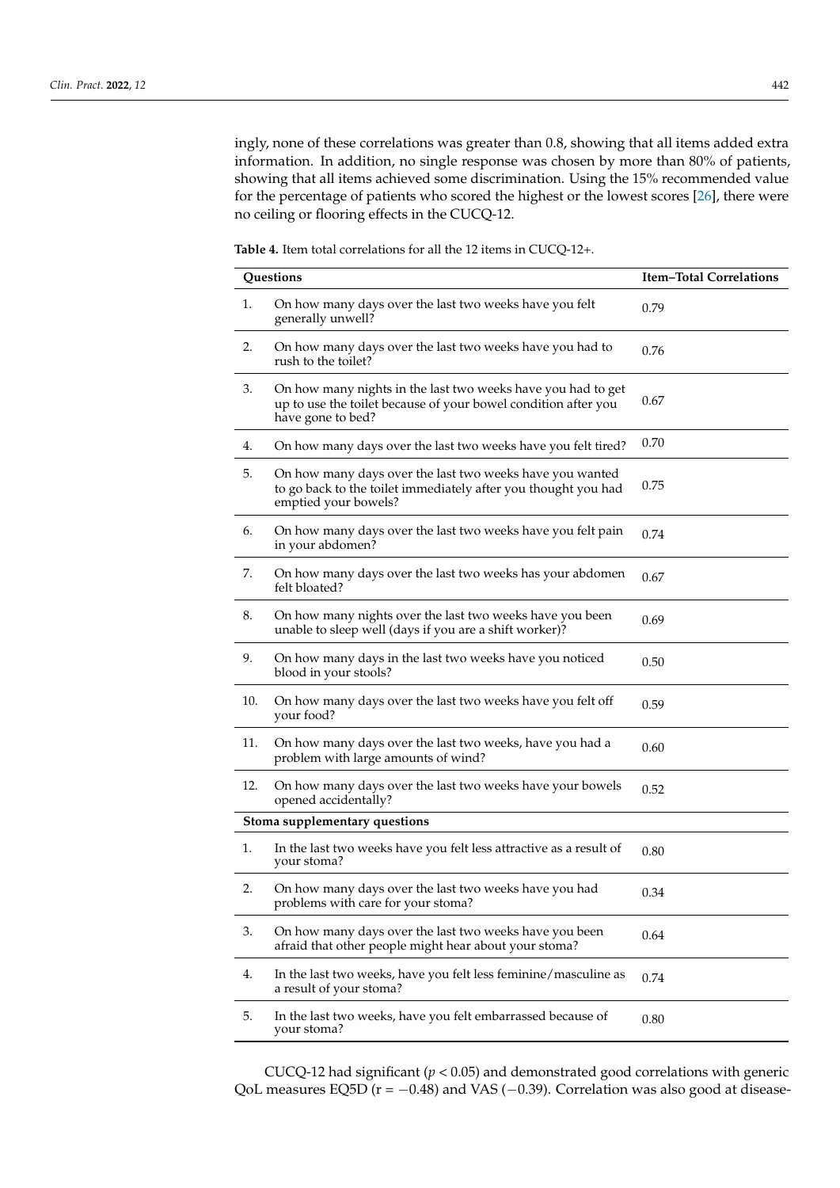ingly, none of these correlations was greater than 0.8, showing that all items added extra information. In addition, no single response was chosen by more than 80% of patients, showing that all items achieved some discrimination. Using the 15% recommended value for the percentage of patients who scored the highest or the lowest scores [26], there were no ceiling or flooring effects in the CUCQ-12.

**Table 4.** Item total correlations for all the 12 items in CUCQ-12+.

| Questions | | Item–Total Correlations |
|---|---|---|
| 1. | On how many days over the last two weeks have you felt generally unwell? | 0.79 |
| 2. | On how many days over the last two weeks have you had to rush to the toilet? | 0.76 |
| 3. | On how many nights in the last two weeks have you had to get up to use the toilet because of your bowel condition after you have gone to bed? | 0.67 |
| 4. | On how many days over the last two weeks have you felt tired? | 0.70 |
| 5. | On how many days over the last two weeks have you wanted to go back to the toilet immediately after you thought you had emptied your bowels? | 0.75 |
| 6. | On how many days over the last two weeks have you felt pain in your abdomen? | 0.74 |
| 7. | On how many days over the last two weeks has your abdomen felt bloated? | 0.67 |
| 8. | On how many nights over the last two weeks have you been unable to sleep well (days if you are a shift worker)? | 0.69 |
| 9. | On how many days in the last two weeks have you noticed blood in your stools? | 0.50 |
| 10. | On how many days over the last two weeks have you felt off your food? | 0.59 |
| 11. | On how many days over the last two weeks, have you had a problem with large amounts of wind? | 0.60 |
| 12. | On how many days over the last two weeks have your bowels opened accidentally? | 0.52 |
| **Stoma supplementary questions** | | |
| 1. | In the last two weeks have you felt less attractive as a result of your stoma? | 0.80 |
| 2. | On how many days over the last two weeks have you had problems with care for your stoma? | 0.34 |
| 3. | On how many days over the last two weeks have you been afraid that other people might hear about your stoma? | 0.64 |
| 4. | In the last two weeks, have you felt less feminine/masculine as a result of your stoma? | 0.74 |
| 5. | In the last two weeks, have you felt embarrassed because of your stoma? | 0.80 |

CUCQ-12 had significant ($p < 0.05$) and demonstrated good correlations with generic QoL measures EQ5D ($r = -0.48$) and VAS ($-0.39$). Correlation was also good at disease-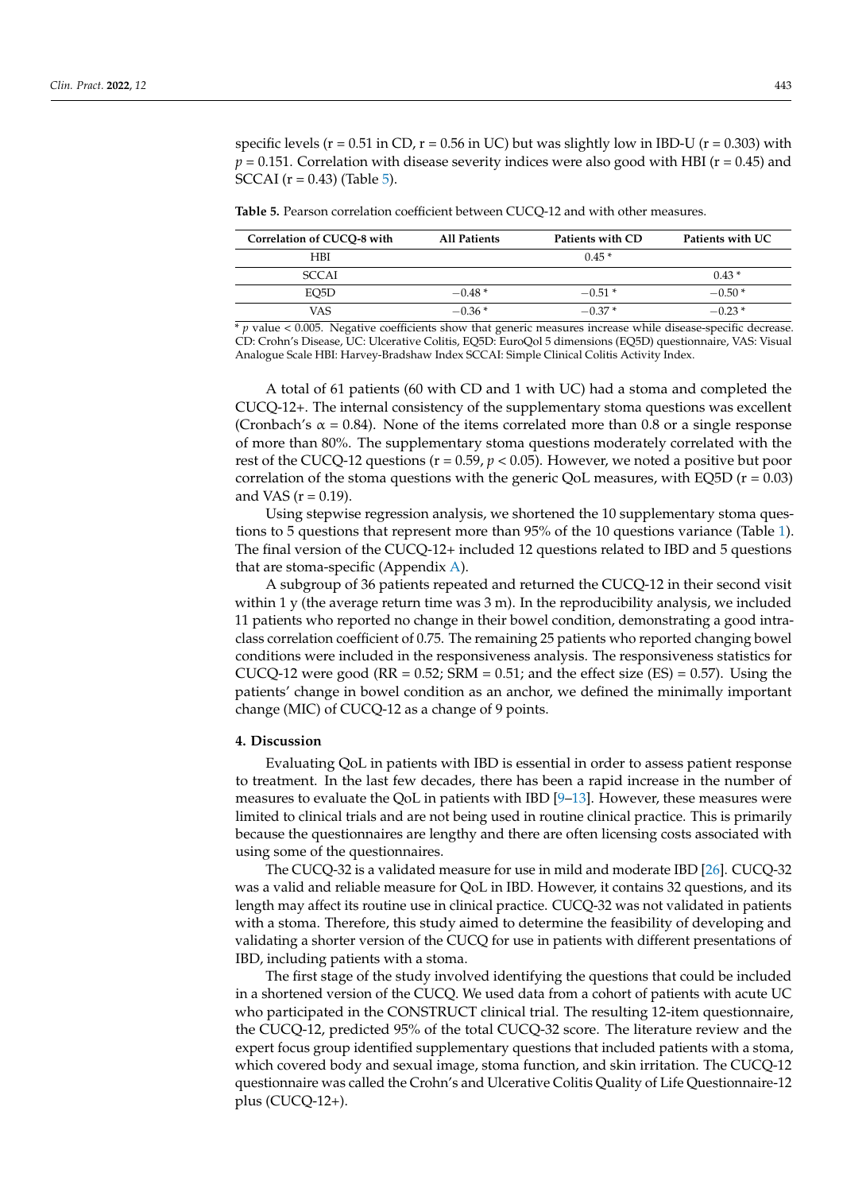specific levels (r = 0.51 in CD, r = 0.56 in UC) but was slightly low in IBD-U (r = 0.303) with $p = 0.151$. Correlation with disease severity indices were also good with HBI (r = 0.45) and SCCAI (r = 0.43) (Table 5).

**Table 5.** Pearson correlation coefficient between CUCQ-12 and with other measures.

| Correlation of CUCQ-8 with | All Patients | Patients with CD | Patients with UC |
|---|---|---|---|
| HBI | | 0.45 * | |
| SCCAI | | | 0.43 * |
| EQ5D | −0.48 * | −0.51 * | −0.50 * |
| VAS | −0.36 * | −0.37 * | −0.23 * |

* *p* value < 0.005. Negative coefficients show that generic measures increase while disease-specific decrease. CD: Crohn's Disease, UC: Ulcerative Colitis, EQ5D: EuroQol 5 dimensions (EQ5D) questionnaire, VAS: Visual Analogue Scale HBI: Harvey-Bradshaw Index SCCAI: Simple Clinical Colitis Activity Index.

A total of 61 patients (60 with CD and 1 with UC) had a stoma and completed the CUCQ-12+. The internal consistency of the supplementary stoma questions was excellent (Cronbach's $\alpha = 0.84$). None of the items correlated more than 0.8 or a single response of more than 80%. The supplementary stoma questions moderately correlated with the rest of the CUCQ-12 questions (r = 0.59, $p < 0.05$). However, we noted a positive but poor correlation of the stoma questions with the generic QoL measures, with EQ5D (r = 0.03) and VAS (r = 0.19).

Using stepwise regression analysis, we shortened the 10 supplementary stoma questions to 5 questions that represent more than 95% of the 10 questions variance (Table 1). The final version of the CUCQ-12+ included 12 questions related to IBD and 5 questions that are stoma-specific (Appendix A).

A subgroup of 36 patients repeated and returned the CUCQ-12 in their second visit within 1 y (the average return time was 3 m). In the reproducibility analysis, we included 11 patients who reported no change in their bowel condition, demonstrating a good intra-class correlation coefficient of 0.75. The remaining 25 patients who reported changing bowel conditions were included in the responsiveness analysis. The responsiveness statistics for CUCQ-12 were good (RR = 0.52; SRM = 0.51; and the effect size (ES) = 0.57). Using the patients' change in bowel condition as an anchor, we defined the minimally important change (MIC) of CUCQ-12 as a change of 9 points.

## 4. Discussion

Evaluating QoL in patients with IBD is essential in order to assess patient response to treatment. In the last few decades, there has been a rapid increase in the number of measures to evaluate the QoL in patients with IBD [9–13]. However, these measures were limited to clinical trials and are not being used in routine clinical practice. This is primarily because the questionnaires are lengthy and there are often licensing costs associated with using some of the questionnaires.

The CUCQ-32 is a validated measure for use in mild and moderate IBD [26]. CUCQ-32 was a valid and reliable measure for QoL in IBD. However, it contains 32 questions, and its length may affect its routine use in clinical practice. CUCQ-32 was not validated in patients with a stoma. Therefore, this study aimed to determine the feasibility of developing and validating a shorter version of the CUCQ for use in patients with different presentations of IBD, including patients with a stoma.

The first stage of the study involved identifying the questions that could be included in a shortened version of the CUCQ. We used data from a cohort of patients with acute UC who participated in the CONSTRUCT clinical trial. The resulting 12-item questionnaire, the CUCQ-12, predicted 95% of the total CUCQ-32 score. The literature review and the expert focus group identified supplementary questions that included patients with a stoma, which covered body and sexual image, stoma function, and skin irritation. The CUCQ-12 questionnaire was called the Crohn's and Ulcerative Colitis Quality of Life Questionnaire-12 plus (CUCQ-12+).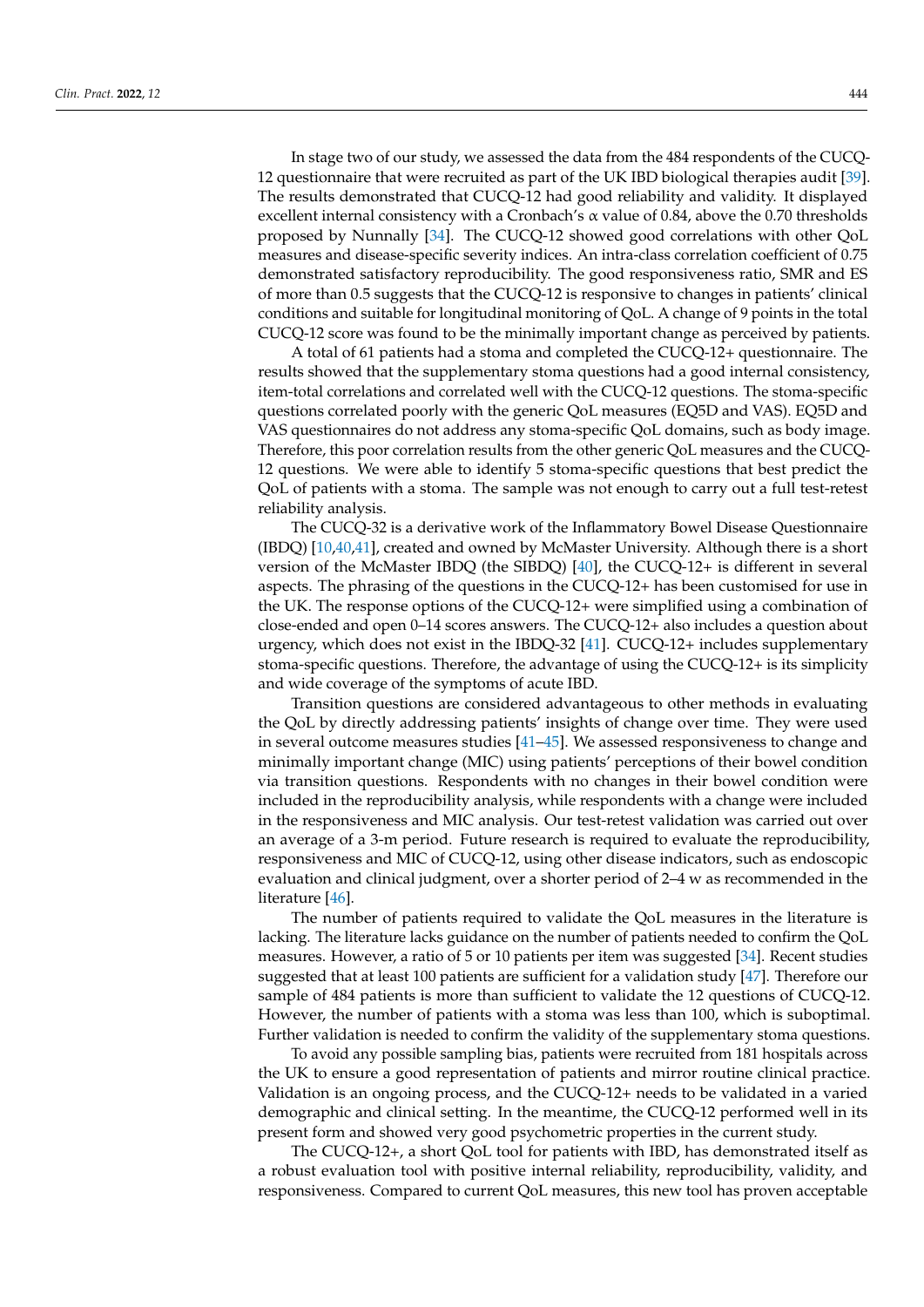In stage two of our study, we assessed the data from the 484 respondents of the CUCQ-12 questionnaire that were recruited as part of the UK IBD biological therapies audit [39]. The results demonstrated that CUCQ-12 had good reliability and validity. It displayed excellent internal consistency with a Cronbach's $\alpha$ value of 0.84, above the 0.70 thresholds proposed by Nunnally [34]. The CUCQ-12 showed good correlations with other QoL measures and disease-specific severity indices. An intra-class correlation coefficient of 0.75 demonstrated satisfactory reproducibility. The good responsiveness ratio, SMR and ES of more than 0.5 suggests that the CUCQ-12 is responsive to changes in patients' clinical conditions and suitable for longitudinal monitoring of QoL. A change of 9 points in the total CUCQ-12 score was found to be the minimally important change as perceived by patients.

A total of 61 patients had a stoma and completed the CUCQ-12+ questionnaire. The results showed that the supplementary stoma questions had a good internal consistency, item-total correlations and correlated well with the CUCQ-12 questions. The stoma-specific questions correlated poorly with the generic QoL measures (EQ5D and VAS). EQ5D and VAS questionnaires do not address any stoma-specific QoL domains, such as body image. Therefore, this poor correlation results from the other generic QoL measures and the CUCQ-12 questions. We were able to identify 5 stoma-specific questions that best predict the QoL of patients with a stoma. The sample was not enough to carry out a full test-retest reliability analysis.

The CUCQ-32 is a derivative work of the Inflammatory Bowel Disease Questionnaire (IBDQ) [10,40,41], created and owned by McMaster University. Although there is a short version of the McMaster IBDQ (the SIBDQ) [40], the CUCQ-12+ is different in several aspects. The phrasing of the questions in the CUCQ-12+ has been customised for use in the UK. The response options of the CUCQ-12+ were simplified using a combination of close-ended and open 0–14 scores answers. The CUCQ-12+ also includes a question about urgency, which does not exist in the IBDQ-32 [41]. CUCQ-12+ includes supplementary stoma-specific questions. Therefore, the advantage of using the CUCQ-12+ is its simplicity and wide coverage of the symptoms of acute IBD.

Transition questions are considered advantageous to other methods in evaluating the QoL by directly addressing patients' insights of change over time. They were used in several outcome measures studies [41–45]. We assessed responsiveness to change and minimally important change (MIC) using patients' perceptions of their bowel condition via transition questions. Respondents with no changes in their bowel condition were included in the reproducibility analysis, while respondents with a change were included in the responsiveness and MIC analysis. Our test-retest validation was carried out over an average of a 3-m period. Future research is required to evaluate the reproducibility, responsiveness and MIC of CUCQ-12, using other disease indicators, such as endoscopic evaluation and clinical judgment, over a shorter period of 2–4 w as recommended in the literature [46].

The number of patients required to validate the QoL measures in the literature is lacking. The literature lacks guidance on the number of patients needed to confirm the QoL measures. However, a ratio of 5 or 10 patients per item was suggested [34]. Recent studies suggested that at least 100 patients are sufficient for a validation study [47]. Therefore our sample of 484 patients is more than sufficient to validate the 12 questions of CUCQ-12. However, the number of patients with a stoma was less than 100, which is suboptimal. Further validation is needed to confirm the validity of the supplementary stoma questions.

To avoid any possible sampling bias, patients were recruited from 181 hospitals across the UK to ensure a good representation of patients and mirror routine clinical practice. Validation is an ongoing process, and the CUCQ-12+ needs to be validated in a varied demographic and clinical setting. In the meantime, the CUCQ-12 performed well in its present form and showed very good psychometric properties in the current study.

The CUCQ-12+, a short QoL tool for patients with IBD, has demonstrated itself as a robust evaluation tool with positive internal reliability, reproducibility, validity, and responsiveness. Compared to current QoL measures, this new tool has proven acceptable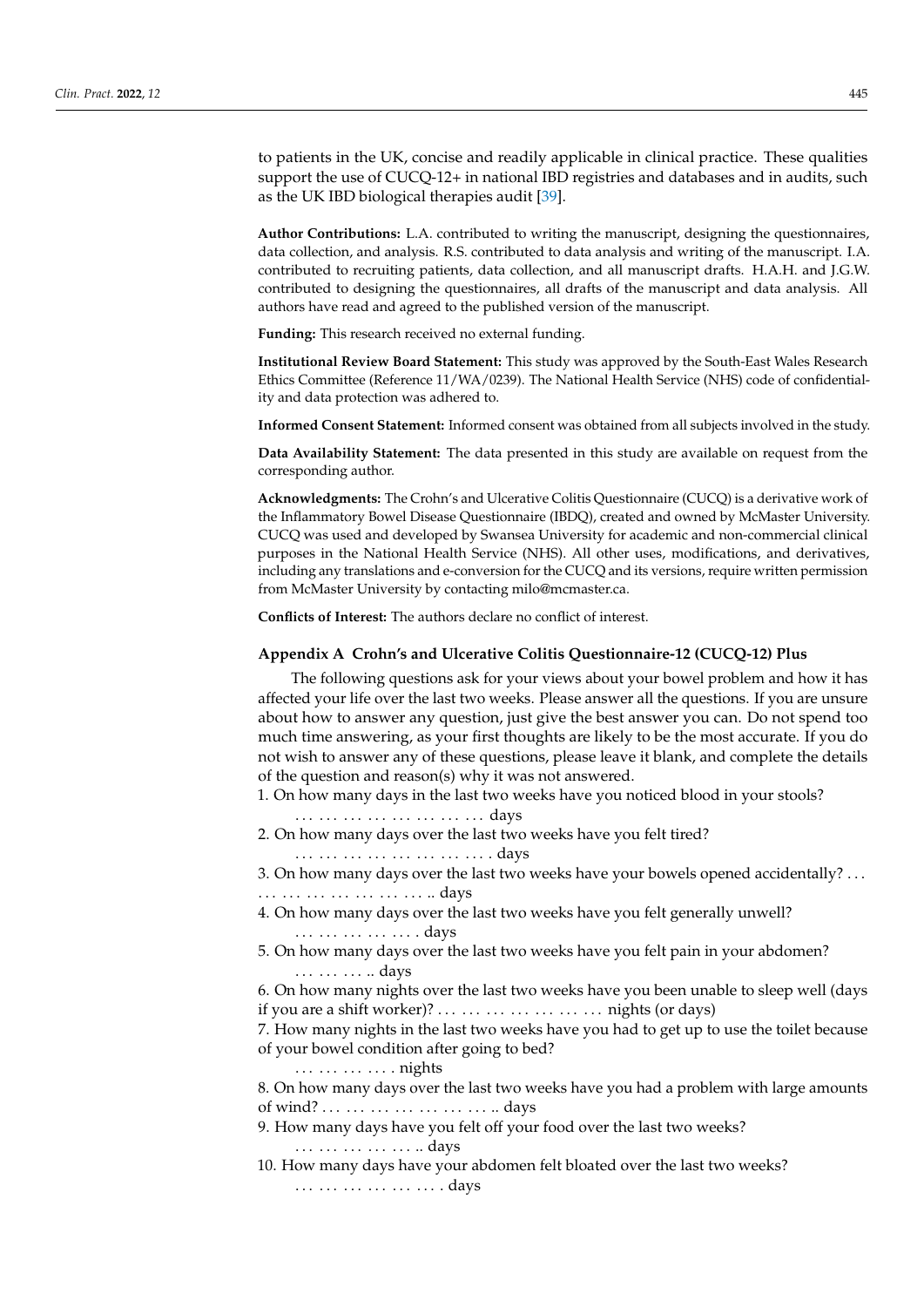to patients in the UK, concise and readily applicable in clinical practice. These qualities support the use of CUCQ-12+ in national IBD registries and databases and in audits, such as the UK IBD biological therapies audit [39].

**Author Contributions:** L.A. contributed to writing the manuscript, designing the questionnaires, data collection, and analysis. R.S. contributed to data analysis and writing of the manuscript. I.A. contributed to recruiting patients, data collection, and all manuscript drafts. H.A.H. and J.G.W. contributed to designing the questionnaires, all drafts of the manuscript and data analysis. All authors have read and agreed to the published version of the manuscript.

**Funding:** This research received no external funding.

**Institutional Review Board Statement:** This study was approved by the South-East Wales Research Ethics Committee (Reference 11/WA/0239). The National Health Service (NHS) code of confidentiality and data protection was adhered to.

**Informed Consent Statement:** Informed consent was obtained from all subjects involved in the study.

**Data Availability Statement:** The data presented in this study are available on request from the corresponding author.

**Acknowledgments:** The Crohn's and Ulcerative Colitis Questionnaire (CUCQ) is a derivative work of the Inflammatory Bowel Disease Questionnaire (IBDQ), created and owned by McMaster University. CUCQ was used and developed by Swansea University for academic and non-commercial clinical purposes in the National Health Service (NHS). All other uses, modifications, and derivatives, including any translations and e-conversion for the CUCQ and its versions, require written permission from McMaster University by contacting milo@mcmaster.ca.

**Conflicts of Interest:** The authors declare no conflict of interest.

## Appendix A Crohn's and Ulcerative Colitis Questionnaire-12 (CUCQ-12) Plus

The following questions ask for your views about your bowel problem and how it has affected your life over the last two weeks. Please answer all the questions. If you are unsure about how to answer any question, just give the best answer you can. Do not spend too much time answering, as your first thoughts are likely to be the most accurate. If you do not wish to answer any of these questions, please leave it blank, and complete the details of the question and reason(s) why it was not answered.

1. On how many days in the last two weeks have you noticed blood in your stools?
   ……………………… days
2. On how many days over the last two weeks have you felt tired?
   ……………………… . days
3. On how many days over the last two weeks have your bowels opened accidentally? …
   ……………………… .. days
4. On how many days over the last two weeks have you felt generally unwell?
   ……………… . days
5. On how many days over the last two weeks have you felt pain in your abdomen?
   ……… .. days
6. On how many nights over the last two weeks have you been unable to sleep well (days if you are a shift worker)? ……………………… nights (or days)
7. How many nights in the last two weeks have you had to get up to use the toilet because of your bowel condition after going to bed?
   …………… . nights
8. On how many days over the last two weeks have you had a problem with large amounts of wind? ……………………… .. days
9. How many days have you felt off your food over the last two weeks?
   ……………… .. days
10. How many days have your abdomen felt bloated over the last two weeks?
    ………………… . days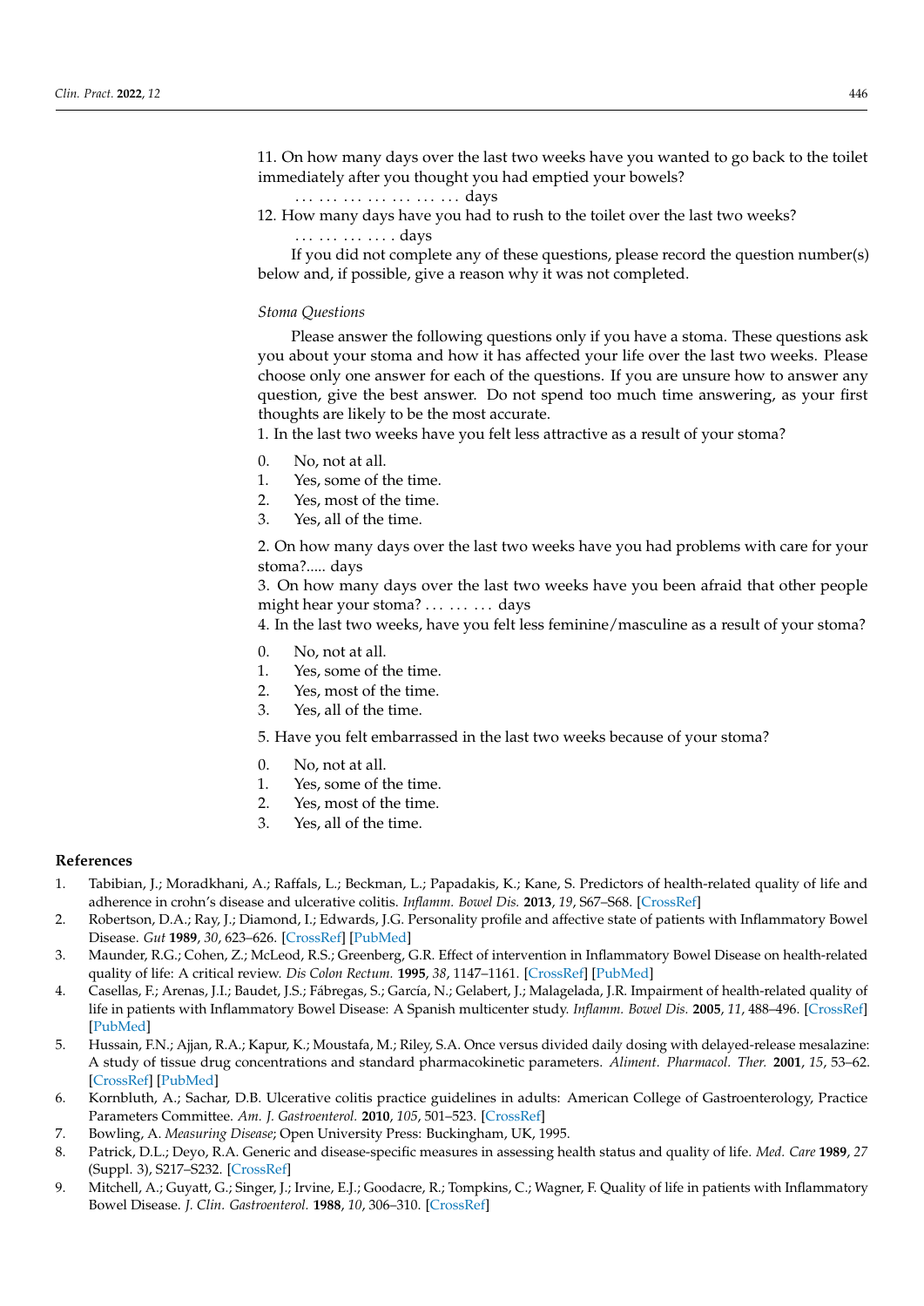11. On how many days over the last two weeks have you wanted to go back to the toilet immediately after you thought you had emptied your bowels?

 . . . . . . . . . . . . . . . . . . days

12. How many days have you had to rush to the toilet over the last two weeks?

 . . . . . . . . . . . . . days

If you did not complete any of these questions, please record the question number(s) below and, if possible, give a reason why it was not completed.

*Stoma Questions*

Please answer the following questions only if you have a stoma. These questions ask you about your stoma and how it has affected your life over the last two weeks. Please choose only one answer for each of the questions. If you are unsure how to answer any question, give the best answer. Do not spend too much time answering, as your first thoughts are likely to be the most accurate.

1. In the last two weeks have you felt less attractive as a result of your stoma?

0. No, not at all.
1. Yes, some of the time.
2. Yes, most of the time.
3. Yes, all of the time.

2. On how many days over the last two weeks have you had problems with care for your stoma?..... days

3. On how many days over the last two weeks have you been afraid that other people might hear your stoma? . . . . . . . . . days

4. In the last two weeks, have you felt less feminine/masculine as a result of your stoma?

0. No, not at all.
1. Yes, some of the time.
2. Yes, most of the time.
3. Yes, all of the time.

5. Have you felt embarrassed in the last two weeks because of your stoma?

0. No, not at all.
1. Yes, some of the time.
2. Yes, most of the time.
3. Yes, all of the time.

## References

1. Tabibian, J.; Moradkhani, A.; Raffals, L.; Beckman, L.; Papadakis, K.; Kane, S. Predictors of health-related quality of life and adherence in crohn's disease and ulcerative colitis. *Inflamm. Bowel Dis.* **2013**, *19*, S67–S68. [CrossRef]
2. Robertson, D.A.; Ray, J.; Diamond, I.; Edwards, J.G. Personality profile and affective state of patients with Inflammatory Bowel Disease. *Gut* **1989**, *30*, 623–626. [CrossRef] [PubMed]
3. Maunder, R.G.; Cohen, Z.; McLeod, R.S.; Greenberg, G.R. Effect of intervention in Inflammatory Bowel Disease on health-related quality of life: A critical review. *Dis Colon Rectum.* **1995**, *38*, 1147–1161. [CrossRef] [PubMed]
4. Casellas, F.; Arenas, J.I.; Baudet, J.S.; Fábregas, S.; García, N.; Gelabert, J.; Malagelada, J.R. Impairment of health-related quality of life in patients with Inflammatory Bowel Disease: A Spanish multicenter study. *Inflamm. Bowel Dis.* **2005**, *11*, 488–496. [CrossRef] [PubMed]
5. Hussain, F.N.; Ajjan, R.A.; Kapur, K.; Moustafa, M.; Riley, S.A. Once versus divided daily dosing with delayed-release mesalazine: A study of tissue drug concentrations and standard pharmacokinetic parameters. *Aliment. Pharmacol. Ther.* **2001**, *15*, 53–62. [CrossRef] [PubMed]
6. Kornbluth, A.; Sachar, D.B. Ulcerative colitis practice guidelines in adults: American College of Gastroenterology, Practice Parameters Committee. *Am. J. Gastroenterol.* **2010**, *105*, 501–523. [CrossRef]
7. Bowling, A. *Measuring Disease*; Open University Press: Buckingham, UK, 1995.
8. Patrick, D.L.; Deyo, R.A. Generic and disease-specific measures in assessing health status and quality of life. *Med. Care* **1989**, *27* (Suppl. 3), S217–S232. [CrossRef]
9. Mitchell, A.; Guyatt, G.; Singer, J.; Irvine, E.J.; Goodacre, R.; Tompkins, C.; Wagner, F. Quality of life in patients with Inflammatory Bowel Disease. *J. Clin. Gastroenterol.* **1988**, *10*, 306–310. [CrossRef]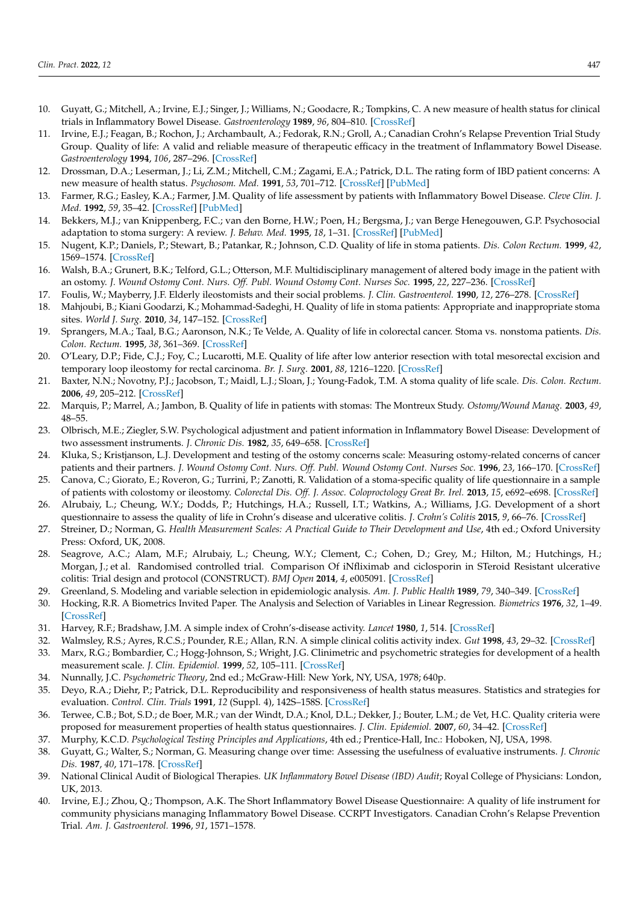10. Guyatt, G.; Mitchell, A.; Irvine, E.J.; Singer, J.; Williams, N.; Goodacre, R.; Tompkins, C. A new measure of health status for clinical trials in Inflammatory Bowel Disease. *Gastroenterology* **1989**, *96*, 804–810. [CrossRef]
11. Irvine, E.J.; Feagan, B.; Rochon, J.; Archambault, A.; Fedorak, R.N.; Groll, A.; Canadian Crohn's Relapse Prevention Trial Study Group. Quality of life: A valid and reliable measure of therapeutic efficacy in the treatment of Inflammatory Bowel Disease. *Gastroenterology* **1994**, *106*, 287–296. [CrossRef]
12. Drossman, D.A.; Leserman, J.; Li, Z.M.; Mitchell, C.M.; Zagami, E.A.; Patrick, D.L. The rating form of IBD patient concerns: A new measure of health status. *Psychosom. Med.* **1991**, *53*, 701–712. [CrossRef] [PubMed]
13. Farmer, R.G.; Easley, K.A.; Farmer, J.M. Quality of life assessment by patients with Inflammatory Bowel Disease. *Cleve Clin. J. Med.* **1992**, *59*, 35–42. [CrossRef] [PubMed]
14. Bekkers, M.J.; van Knippenberg, F.C.; van den Borne, H.W.; Poen, H.; Bergsma, J.; van Berge Henegouwen, G.P. Psychosocial adaptation to stoma surgery: A review. *J. Behav. Med.* **1995**, *18*, 1–31. [CrossRef] [PubMed]
15. Nugent, K.P.; Daniels, P.; Stewart, B.; Patankar, R.; Johnson, C.D. Quality of life in stoma patients. *Dis. Colon Rectum.* **1999**, *42*, 1569–1574. [CrossRef]
16. Walsh, B.A.; Grunert, B.K.; Telford, G.L.; Otterson, M.F. Multidisciplinary management of altered body image in the patient with an ostomy. *J. Wound Ostomy Cont. Nurs. Off. Publ. Wound Ostomy Cont. Nurses Soc.* **1995**, *22*, 227–236. [CrossRef]
17. Foulis, W.; Mayberry, J.F. Elderly ileostomists and their social problems. *J. Clin. Gastroenterol.* **1990**, *12*, 276–278. [CrossRef]
18. Mahjoubi, B.; Kiani Goodarzi, K.; Mohammad-Sadeghi, H. Quality of life in stoma patients: Appropriate and inappropriate stoma sites. *World J. Surg.* **2010**, *34*, 147–152. [CrossRef]
19. Sprangers, M.A.; Taal, B.G.; Aaronson, N.K.; Te Velde, A. Quality of life in colorectal cancer. Stoma vs. nonstoma patients. *Dis. Colon. Rectum.* **1995**, *38*, 361–369. [CrossRef]
20. O'Leary, D.P.; Fide, C.J.; Foy, C.; Lucarotti, M.E. Quality of life after low anterior resection with total mesorectal excision and temporary loop ileostomy for rectal carcinoma. *Br. J. Surg.* **2001**, *88*, 1216–1220. [CrossRef]
21. Baxter, N.N.; Novotny, P.J.; Jacobson, T.; Maidl, L.J.; Sloan, J.; Young-Fadok, T.M. A stoma quality of life scale. *Dis. Colon. Rectum.* **2006**, *49*, 205–212. [CrossRef]
22. Marquis, P.; Marrel, A.; Jambon, B. Quality of life in patients with stomas: The Montreux Study. *Ostomy/Wound Manag.* **2003**, *49*, 48–55.
23. Olbrisch, M.E.; Ziegler, S.W. Psychological adjustment and patient information in Inflammatory Bowel Disease: Development of two assessment instruments. *J. Chronic Dis.* **1982**, *35*, 649–658. [CrossRef]
24. Kluka, S.; Kristjanson, L.J. Development and testing of the ostomy concerns scale: Measuring ostomy-related concerns of cancer patients and their partners. *J. Wound Ostomy Cont. Nurs. Off. Publ. Wound Ostomy Cont. Nurses Soc.* **1996**, *23*, 166–170. [CrossRef]
25. Canova, C.; Giorato, E.; Roveron, G.; Turrini, P.; Zanotti, R. Validation of a stoma-specific quality of life questionnaire in a sample of patients with colostomy or ileostomy. *Colorectal Dis. Off. J. Assoc. Coloproctology Great Br. Irel.* **2013**, *15*, e692–e698. [CrossRef]
26. Alrubaiy, L.; Cheung, W.Y.; Dodds, P.; Hutchings, H.A.; Russell, I.T.; Watkins, A.; Williams, J.G. Development of a short questionnaire to assess the quality of life in Crohn's disease and ulcerative colitis. *J. Crohn's Colitis* **2015**, *9*, 66–76. [CrossRef]
27. Streiner, D.; Norman, G. *Health Measurement Scales: A Practical Guide to Their Development and Use*, 4th ed.; Oxford University Press: Oxford, UK, 2008.
28. Seagrove, A.C.; Alam, M.F.; Alrubaiy, L.; Cheung, W.Y.; Clement, C.; Cohen, D.; Grey, M.; Hilton, M.; Hutchings, H.; Morgan, J.; et al. Randomised controlled trial. Comparison Of iNfliximab and ciclosporin in STeroid Resistant ulcerative colitis: Trial design and protocol (CONSTRUCT). *BMJ Open* **2014**, *4*, e005091. [CrossRef]
29. Greenland, S. Modeling and variable selection in epidemiologic analysis. *Am. J. Public Health* **1989**, *79*, 340–349. [CrossRef]
30. Hocking, R.R. A Biometrics Invited Paper. The Analysis and Selection of Variables in Linear Regression. *Biometrics* **1976**, *32*, 1–49. [CrossRef]
31. Harvey, R.F.; Bradshaw, J.M. A simple index of Crohn's-disease activity. *Lancet* **1980**, *1*, 514. [CrossRef]
32. Walmsley, R.S.; Ayres, R.C.S.; Pounder, R.E.; Allan, R.N. A simple clinical colitis activity index. *Gut* **1998**, *43*, 29–32. [CrossRef]
33. Marx, R.G.; Bombardier, C.; Hogg-Johnson, S.; Wright, J.G. Clinimetric and psychometric strategies for development of a health measurement scale. *J. Clin. Epidemiol.* **1999**, *52*, 105–111. [CrossRef]
34. Nunnally, J.C. *Psychometric Theory*, 2nd ed.; McGraw-Hill: New York, NY, USA, 1978; 640p.
35. Deyo, R.A.; Diehr, P.; Patrick, D.L. Reproducibility and responsiveness of health status measures. Statistics and strategies for evaluation. *Control. Clin. Trials* **1991**, *12* (Suppl. 4), 142S–158S. [CrossRef]
36. Terwee, C.B.; Bot, S.D.; de Boer, M.R.; van der Windt, D.A.; Knol, D.L.; Dekker, J.; Bouter, L.M.; de Vet, H.C. Quality criteria were proposed for measurement properties of health status questionnaires. *J. Clin. Epidemiol.* **2007**, *60*, 34–42. [CrossRef]
37. Murphy, K.C.D. *Psychological Testing Principles and Applications*, 4th ed.; Prentice-Hall, Inc.: Hoboken, NJ, USA, 1998.
38. Guyatt, G.; Walter, S.; Norman, G. Measuring change over time: Assessing the usefulness of evaluative instruments. *J. Chronic Dis.* **1987**, *40*, 171–178. [CrossRef]
39. National Clinical Audit of Biological Therapies. *UK Inflammatory Bowel Disease (IBD) Audit*; Royal College of Physicians: London, UK, 2013.
40. Irvine, E.J.; Zhou, Q.; Thompson, A.K. The Short Inflammatory Bowel Disease Questionnaire: A quality of life instrument for community physicians managing Inflammatory Bowel Disease. CCRPT Investigators. Canadian Crohn's Relapse Prevention Trial. *Am. J. Gastroenterol.* **1996**, *91*, 1571–1578.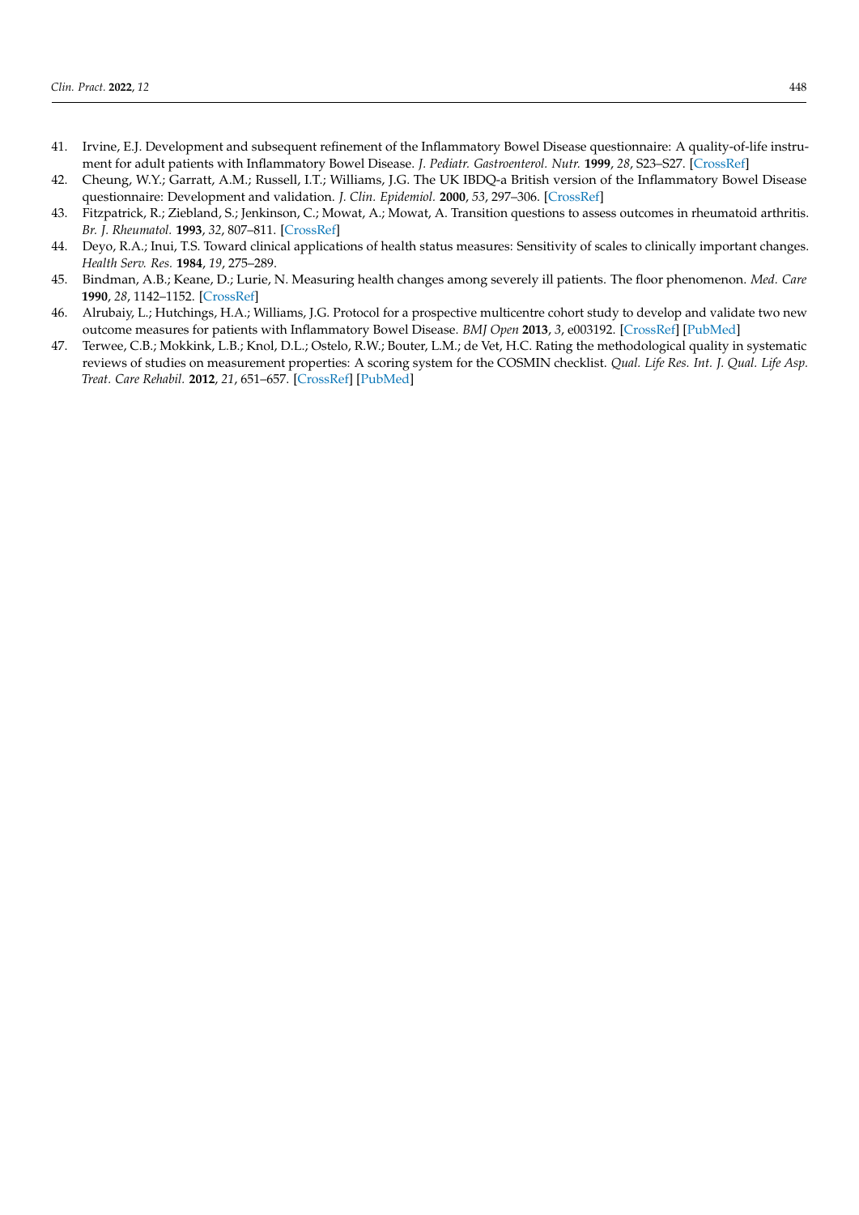41. Irvine, E.J. Development and subsequent refinement of the Inflammatory Bowel Disease questionnaire: A quality-of-life instrument for adult patients with Inflammatory Bowel Disease. *J. Pediatr. Gastroenterol. Nutr.* **1999**, *28*, S23–S27. [CrossRef]
42. Cheung, W.Y.; Garratt, A.M.; Russell, I.T.; Williams, J.G. The UK IBDQ-a British version of the Inflammatory Bowel Disease questionnaire: Development and validation. *J. Clin. Epidemiol.* **2000**, *53*, 297–306. [CrossRef]
43. Fitzpatrick, R.; Ziebland, S.; Jenkinson, C.; Mowat, A.; Mowat, A. Transition questions to assess outcomes in rheumatoid arthritis. *Br. J. Rheumatol.* **1993**, *32*, 807–811. [CrossRef]
44. Deyo, R.A.; Inui, T.S. Toward clinical applications of health status measures: Sensitivity of scales to clinically important changes. *Health Serv. Res.* **1984**, *19*, 275–289.
45. Bindman, A.B.; Keane, D.; Lurie, N. Measuring health changes among severely ill patients. The floor phenomenon. *Med. Care* **1990**, *28*, 1142–1152. [CrossRef]
46. Alrubaiy, L.; Hutchings, H.A.; Williams, J.G. Protocol for a prospective multicentre cohort study to develop and validate two new outcome measures for patients with Inflammatory Bowel Disease. *BMJ Open* **2013**, *3*, e003192. [CrossRef] [PubMed]
47. Terwee, C.B.; Mokkink, L.B.; Knol, D.L.; Ostelo, R.W.; Bouter, L.M.; de Vet, H.C. Rating the methodological quality in systematic reviews of studies on measurement properties: A scoring system for the COSMIN checklist. *Qual. Life Res. Int. J. Qual. Life Asp. Treat. Care Rehabil.* **2012**, *21*, 651–657. [CrossRef] [PubMed]